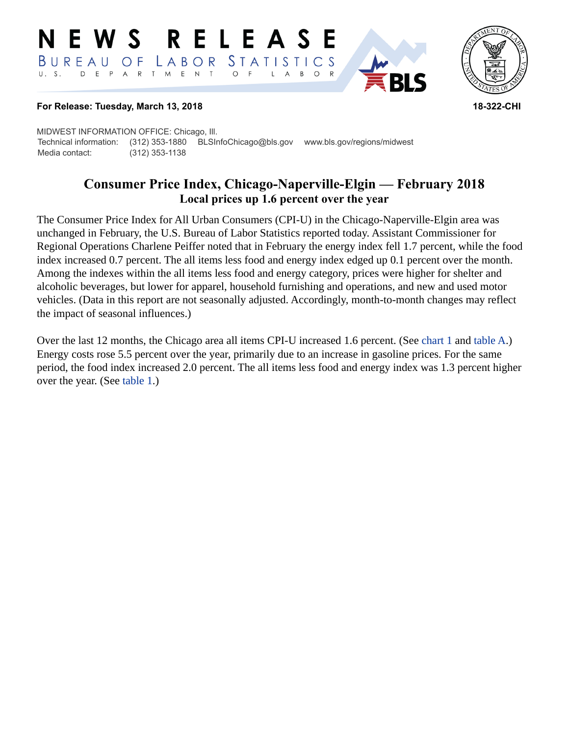# NEWS RELEASE

BUREAU OF LABOR STATISTICS
U. S. DEPARTMENT OF LABOR

**For Release: Tuesday, March 13, 2018** **18-322-CHI**

MIDWEST INFORMATION OFFICE: Chicago, Ill.
Technical information: (312) 353-1880 BLSInfoChicago@bls.gov www.bls.gov/regions/midwest
Media contact: (312) 353-1138

## Consumer Price Index, Chicago-Naperville-Elgin — February 2018

### Local prices up 1.6 percent over the year

The Consumer Price Index for All Urban Consumers (CPI-U) in the Chicago-Naperville-Elgin area was unchanged in February, the U.S. Bureau of Labor Statistics reported today. Assistant Commissioner for Regional Operations Charlene Peiffer noted that in February the energy index fell 1.7 percent, while the food index increased 0.7 percent. The all items less food and energy index edged up 0.1 percent over the month. Among the indexes within the all items less food and energy category, prices were higher for shelter and alcoholic beverages, but lower for apparel, household furnishing and operations, and new and used motor vehicles. (Data in this report are not seasonally adjusted. Accordingly, month-to-month changes may reflect the impact of seasonal influences.)

Over the last 12 months, the Chicago area all items CPI-U increased 1.6 percent. (See chart 1 and table A.) Energy costs rose 5.5 percent over the year, primarily due to an increase in gasoline prices. For the same period, the food index increased 2.0 percent. The all items less food and energy index was 1.3 percent higher over the year. (See table 1.)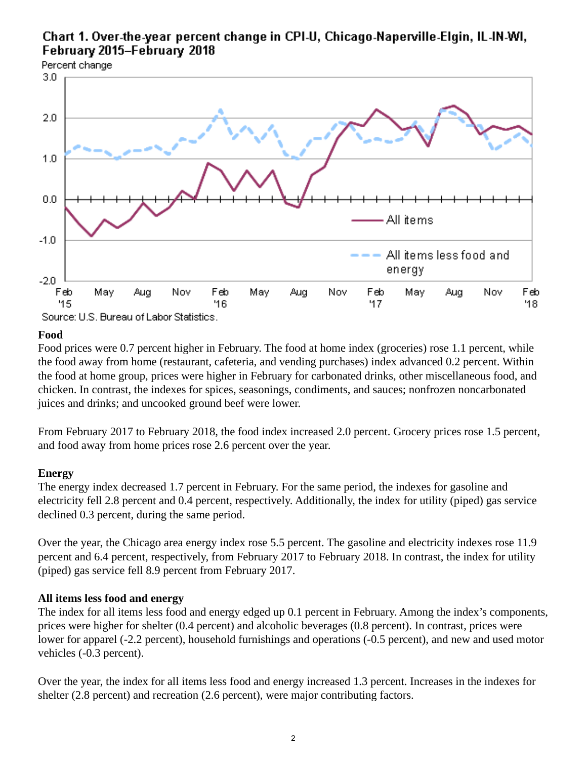Chart 1. Over-the-year percent change in CPI-U, Chicago-Naperville-Elgin, IL-IN-WI, February 2015–February 2018

Source: U.S. Bureau of Labor Statistics.

### Food

Food prices were 0.7 percent higher in February. The food at home index (groceries) rose 1.1 percent, while the food away from home (restaurant, cafeteria, and vending purchases) index advanced 0.2 percent. Within the food at home group, prices were higher in February for carbonated drinks, other miscellaneous food, and chicken. In contrast, the indexes for spices, seasonings, condiments, and sauces; nonfrozen noncarbonated juices and drinks; and uncooked ground beef were lower.

From February 2017 to February 2018, the food index increased 2.0 percent. Grocery prices rose 1.5 percent, and food away from home prices rose 2.6 percent over the year.

### Energy

The energy index decreased 1.7 percent in February. For the same period, the indexes for gasoline and electricity fell 2.8 percent and 0.4 percent, respectively. Additionally, the index for utility (piped) gas service declined 0.3 percent, during the same period.

Over the year, the Chicago area energy index rose 5.5 percent. The gasoline and electricity indexes rose 11.9 percent and 6.4 percent, respectively, from February 2017 to February 2018. In contrast, the index for utility (piped) gas service fell 8.9 percent from February 2017.

### All items less food and energy

The index for all items less food and energy edged up 0.1 percent in February. Among the index's components, prices were higher for shelter (0.4 percent) and alcoholic beverages (0.8 percent). In contrast, prices were lower for apparel (-2.2 percent), household furnishings and operations (-0.5 percent), and new and used motor vehicles (-0.3 percent).

Over the year, the index for all items less food and energy increased 1.3 percent. Increases in the indexes for shelter (2.8 percent) and recreation (2.6 percent), were major contributing factors.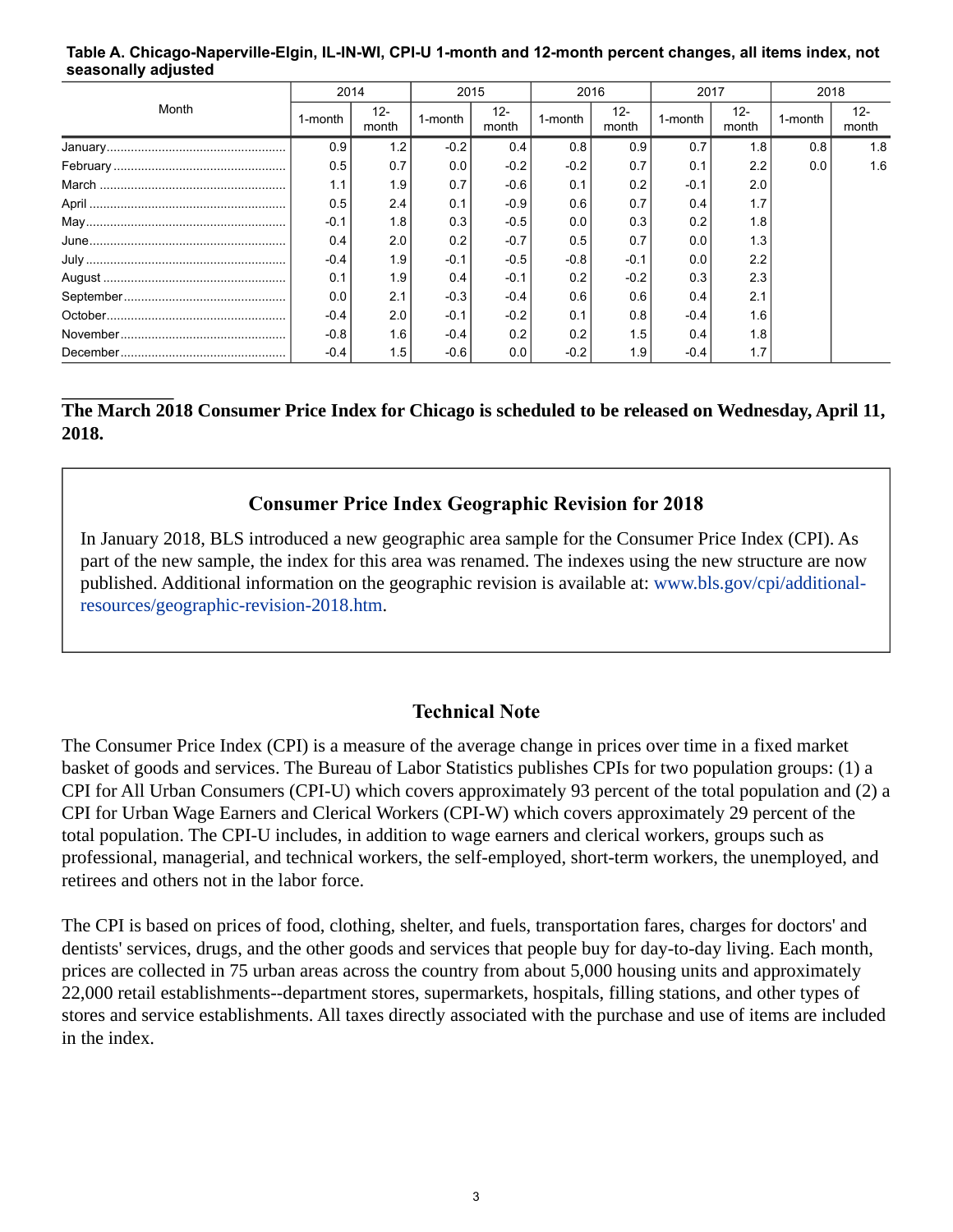**Table A. Chicago-Naperville-Elgin, IL-IN-WI, CPI-U 1-month and 12-month percent changes, all items index, not seasonally adjusted**

| Month | 2014 | | 2015 | | 2016 | | 2017 | | 2018 | |
|---|---|---|---|---|---|---|---|---|---|---|
| | 1-month | 12-month | 1-month | 12-month | 1-month | 12-month | 1-month | 12-month | 1-month | 12-month |
| January | 0.9 | 1.2 | -0.2 | 0.4 | 0.8 | 0.9 | 0.7 | 1.8 | 0.8 | 1.8 |
| February | 0.5 | 0.7 | 0.0 | -0.2 | -0.2 | 0.7 | 0.1 | 2.2 | 0.0 | 1.6 |
| March | 1.1 | 1.9 | 0.7 | -0.6 | 0.1 | 0.2 | -0.1 | 2.0 | | |
| April | 0.5 | 2.4 | 0.1 | -0.9 | 0.6 | 0.7 | 0.4 | 1.7 | | |
| May | -0.1 | 1.8 | 0.3 | -0.5 | 0.0 | 0.3 | 0.2 | 1.8 | | |
| June | 0.4 | 2.0 | 0.2 | -0.7 | 0.5 | 0.7 | 0.0 | 1.3 | | |
| July | -0.4 | 1.9 | -0.1 | -0.5 | -0.8 | -0.1 | 0.0 | 2.2 | | |
| August | 0.1 | 1.9 | 0.4 | -0.1 | 0.2 | -0.2 | 0.3 | 2.3 | | |
| September | 0.0 | 2.1 | -0.3 | -0.4 | 0.6 | 0.6 | 0.4 | 2.1 | | |
| October | -0.4 | 2.0 | -0.1 | -0.2 | 0.1 | 0.8 | -0.4 | 1.6 | | |
| November | -0.8 | 1.6 | -0.4 | 0.2 | 0.2 | 1.5 | 0.4 | 1.8 | | |
| December | -0.4 | 1.5 | -0.6 | 0.0 | -0.2 | 1.9 | -0.4 | 1.7 | | |

**The March 2018 Consumer Price Index for Chicago is scheduled to be released on Wednesday, April 11, 2018.**

## Consumer Price Index Geographic Revision for 2018

In January 2018, BLS introduced a new geographic area sample for the Consumer Price Index (CPI). As part of the new sample, the index for this area was renamed. The indexes using the new structure are now published. Additional information on the geographic revision is available at: www.bls.gov/cpi/additional-resources/geographic-revision-2018.htm.

## Technical Note

The Consumer Price Index (CPI) is a measure of the average change in prices over time in a fixed market basket of goods and services. The Bureau of Labor Statistics publishes CPIs for two population groups: (1) a CPI for All Urban Consumers (CPI-U) which covers approximately 93 percent of the total population and (2) a CPI for Urban Wage Earners and Clerical Workers (CPI-W) which covers approximately 29 percent of the total population. The CPI-U includes, in addition to wage earners and clerical workers, groups such as professional, managerial, and technical workers, the self-employed, short-term workers, the unemployed, and retirees and others not in the labor force.

The CPI is based on prices of food, clothing, shelter, and fuels, transportation fares, charges for doctors' and dentists' services, drugs, and the other goods and services that people buy for day-to-day living. Each month, prices are collected in 75 urban areas across the country from about 5,000 housing units and approximately 22,000 retail establishments--department stores, supermarkets, hospitals, filling stations, and other types of stores and service establishments. All taxes directly associated with the purchase and use of items are included in the index.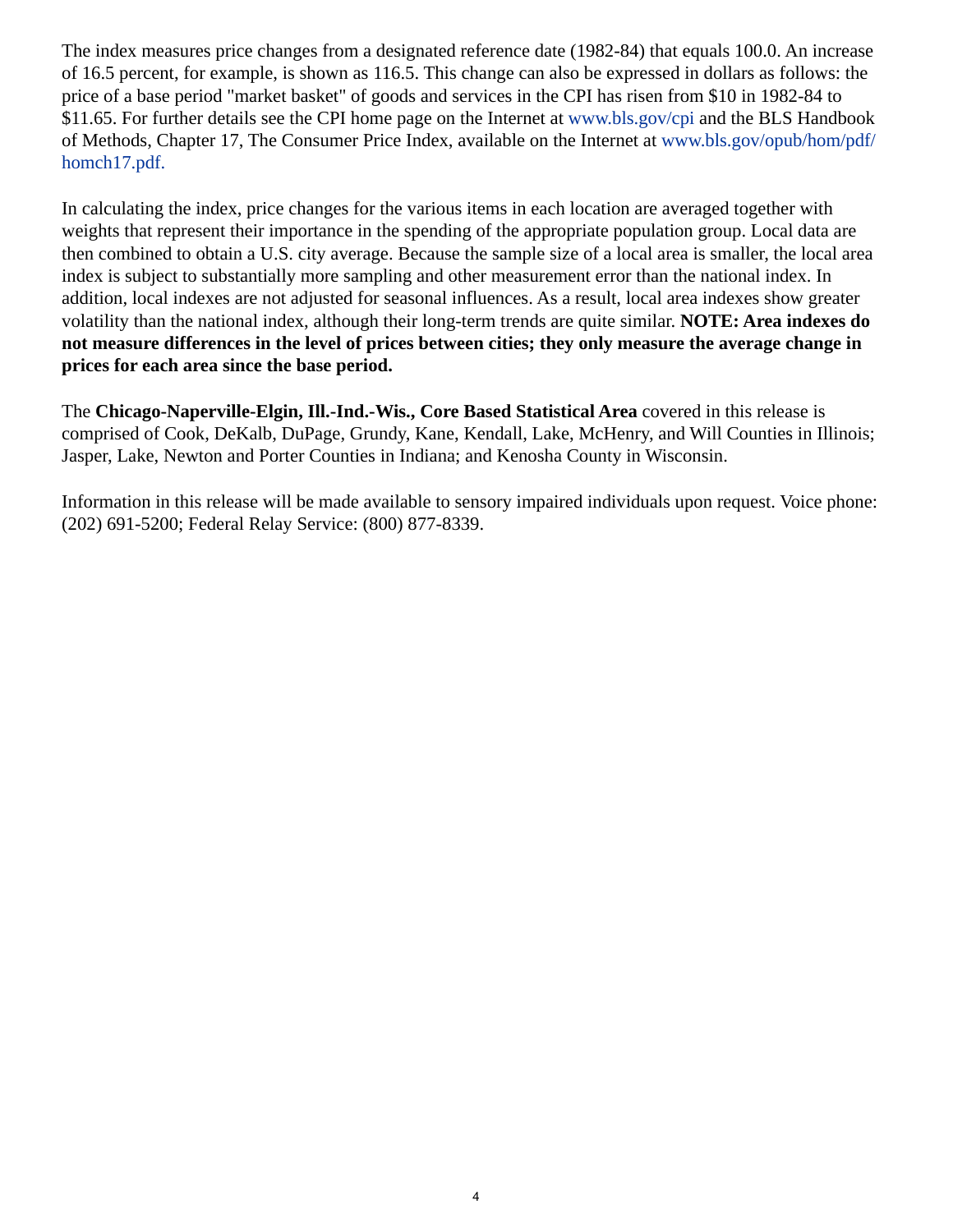The index measures price changes from a designated reference date (1982-84) that equals 100.0. An increase of 16.5 percent, for example, is shown as 116.5. This change can also be expressed in dollars as follows: the price of a base period "market basket" of goods and services in the CPI has risen from $10 in 1982-84 to $11.65. For further details see the CPI home page on the Internet at www.bls.gov/cpi and the BLS Handbook of Methods, Chapter 17, The Consumer Price Index, available on the Internet at www.bls.gov/opub/hom/pdf/homch17.pdf.

In calculating the index, price changes for the various items in each location are averaged together with weights that represent their importance in the spending of the appropriate population group. Local data are then combined to obtain a U.S. city average. Because the sample size of a local area is smaller, the local area index is subject to substantially more sampling and other measurement error than the national index. In addition, local indexes are not adjusted for seasonal influences. As a result, local area indexes show greater volatility than the national index, although their long-term trends are quite similar. **NOTE: Area indexes do not measure differences in the level of prices between cities; they only measure the average change in prices for each area since the base period.**

The **Chicago-Naperville-Elgin, Ill.-Ind.-Wis., Core Based Statistical Area** covered in this release is comprised of Cook, DeKalb, DuPage, Grundy, Kane, Kendall, Lake, McHenry, and Will Counties in Illinois; Jasper, Lake, Newton and Porter Counties in Indiana; and Kenosha County in Wisconsin.

Information in this release will be made available to sensory impaired individuals upon request. Voice phone: (202) 691-5200; Federal Relay Service: (800) 877-8339.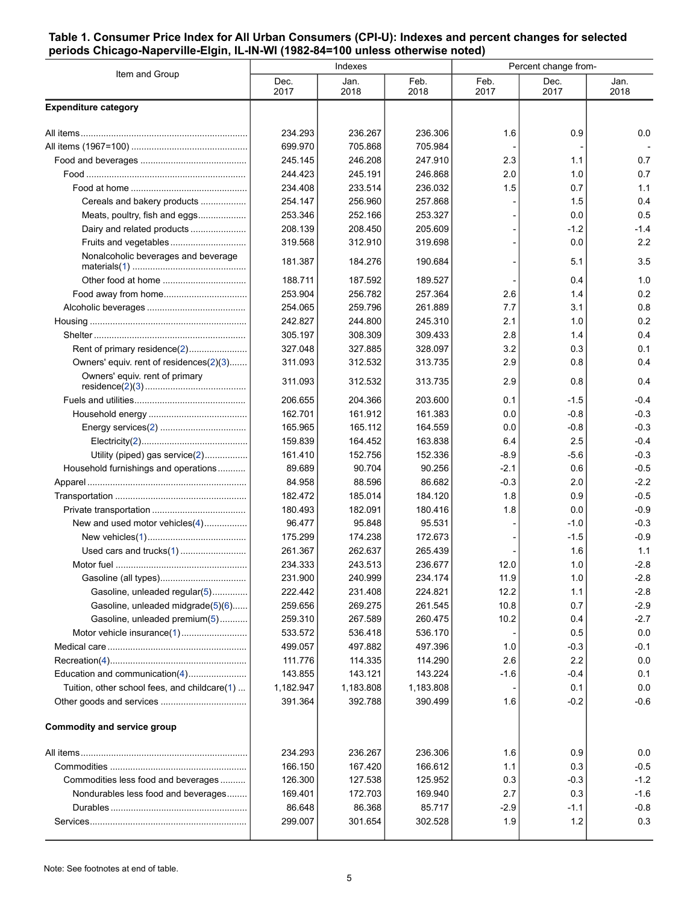**Table 1. Consumer Price Index for All Urban Consumers (CPI-U): Indexes and percent changes for selected periods Chicago-Naperville-Elgin, IL-IN-WI (1982-84=100 unless otherwise noted)**

| Item and Group | Indexes | | | Percent change from- | | |
|---|---|---|---|---|---|---|
| | Dec. 2017 | Jan. 2018 | Feb. 2018 | Feb. 2017 | Dec. 2017 | Jan. 2018 |
| **Expenditure category** | | | | | | |
| All items | 234.293 | 236.267 | 236.306 | 1.6 | 0.9 | 0.0 |
| All items (1967=100) | 699.970 | 705.868 | 705.984 | - | - | - |
| Food and beverages | 245.145 | 246.208 | 247.910 | 2.3 | 1.1 | 0.7 |
| Food | 244.423 | 245.191 | 246.868 | 2.0 | 1.0 | 0.7 |
| Food at home | 234.408 | 233.514 | 236.032 | 1.5 | 0.7 | 1.1 |
| Cereals and bakery products | 254.147 | 256.960 | 257.868 | - | 1.5 | 0.4 |
| Meats, poultry, fish and eggs | 253.346 | 252.166 | 253.327 | - | 0.0 | 0.5 |
| Dairy and related products | 208.139 | 208.450 | 205.609 | - | -1.2 | -1.4 |
| Fruits and vegetables | 319.568 | 312.910 | 319.698 | - | 0.0 | 2.2 |
| Nonalcoholic beverages and beverage materials(1) | 181.387 | 184.276 | 190.684 | - | 5.1 | 3.5 |
| Other food at home | 188.711 | 187.592 | 189.527 | - | 0.4 | 1.0 |
| Food away from home | 253.904 | 256.782 | 257.364 | 2.6 | 1.4 | 0.2 |
| Alcoholic beverages | 254.065 | 259.796 | 261.889 | 7.7 | 3.1 | 0.8 |
| Housing | 242.827 | 244.800 | 245.310 | 2.1 | 1.0 | 0.2 |
| Shelter | 305.197 | 308.309 | 309.433 | 2.8 | 1.4 | 0.4 |
| Rent of primary residence(2) | 327.048 | 327.885 | 328.097 | 3.2 | 0.3 | 0.1 |
| Owners' equiv. rent of residences(2)(3) | 311.093 | 312.532 | 313.735 | 2.9 | 0.8 | 0.4 |
| Owners' equiv. rent of primary residence(2)(3) | 311.093 | 312.532 | 313.735 | 2.9 | 0.8 | 0.4 |
| Fuels and utilities | 206.655 | 204.366 | 203.600 | 0.1 | -1.5 | -0.4 |
| Household energy | 162.701 | 161.912 | 161.383 | 0.0 | -0.8 | -0.3 |
| Energy services(2) | 165.965 | 165.112 | 164.559 | 0.0 | -0.8 | -0.3 |
| Electricity(2) | 159.839 | 164.452 | 163.838 | 6.4 | 2.5 | -0.4 |
| Utility (piped) gas service(2) | 161.410 | 152.756 | 152.336 | -8.9 | -5.6 | -0.3 |
| Household furnishings and operations | 89.689 | 90.704 | 90.256 | -2.1 | 0.6 | -0.5 |
| Apparel | 84.958 | 88.596 | 86.682 | -0.3 | 2.0 | -2.2 |
| Transportation | 182.472 | 185.014 | 184.120 | 1.8 | 0.9 | -0.5 |
| Private transportation | 180.493 | 182.091 | 180.416 | 1.8 | 0.0 | -0.9 |
| New and used motor vehicles(4) | 96.477 | 95.848 | 95.531 | - | -1.0 | -0.3 |
| New vehicles(1) | 175.299 | 174.238 | 172.673 | - | -1.5 | -0.9 |
| Used cars and trucks(1) | 261.367 | 262.637 | 265.439 | - | 1.6 | 1.1 |
| Motor fuel | 234.333 | 243.513 | 236.677 | 12.0 | 1.0 | -2.8 |
| Gasoline (all types) | 231.900 | 240.999 | 234.174 | 11.9 | 1.0 | -2.8 |
| Gasoline, unleaded regular(5) | 222.442 | 231.408 | 224.821 | 12.2 | 1.1 | -2.8 |
| Gasoline, unleaded midgrade(5)(6) | 259.656 | 269.275 | 261.545 | 10.8 | 0.7 | -2.9 |
| Gasoline, unleaded premium(5) | 259.310 | 267.589 | 260.475 | 10.2 | 0.4 | -2.7 |
| Motor vehicle insurance(1) | 533.572 | 536.418 | 536.170 | - | 0.5 | 0.0 |
| Medical care | 499.057 | 497.882 | 497.396 | 1.0 | -0.3 | -0.1 |
| Recreation(4) | 111.776 | 114.335 | 114.290 | 2.6 | 2.2 | 0.0 |
| Education and communication(4) | 143.855 | 143.121 | 143.224 | -1.6 | -0.4 | 0.1 |
| Tuition, other school fees, and childcare(1) | 1,182.947 | 1,183.808 | 1,183.808 | - | 0.1 | 0.0 |
| Other goods and services | 391.364 | 392.788 | 390.499 | 1.6 | -0.2 | -0.6 |
| **Commodity and service group** | | | | | | |
| All items | 234.293 | 236.267 | 236.306 | 1.6 | 0.9 | 0.0 |
| Commodities | 166.150 | 167.420 | 166.612 | 1.1 | 0.3 | -0.5 |
| Commodities less food and beverages | 126.300 | 127.538 | 125.952 | 0.3 | -0.3 | -1.2 |
| Nondurables less food and beverages | 169.401 | 172.703 | 169.940 | 2.7 | 0.3 | -1.6 |
| Durables | 86.648 | 86.368 | 85.717 | -2.9 | -1.1 | -0.8 |
| Services | 299.007 | 301.654 | 302.528 | 1.9 | 1.2 | 0.3 |

Note: See footnotes at end of table.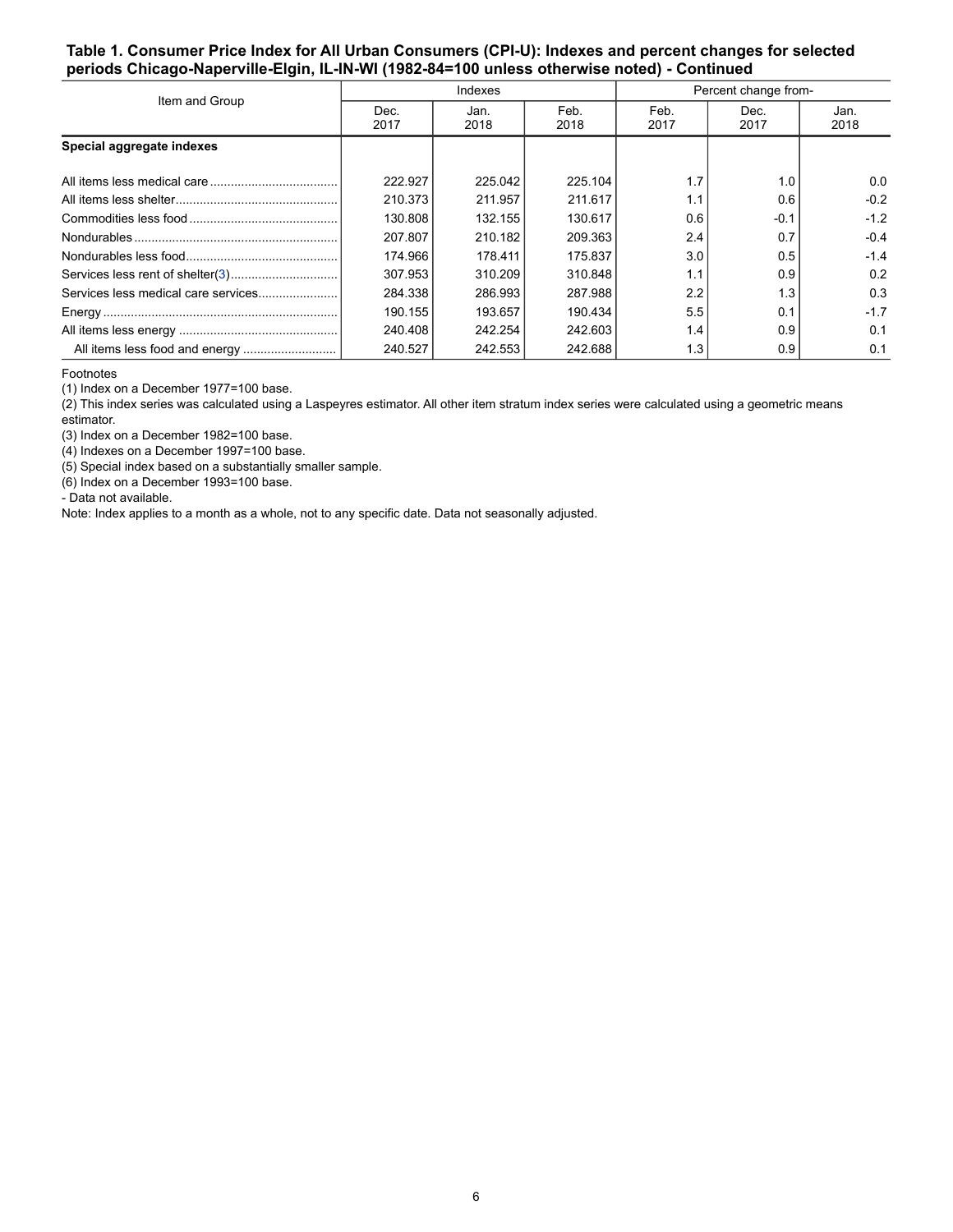**Table 1. Consumer Price Index for All Urban Consumers (CPI-U): Indexes and percent changes for selected periods Chicago-Naperville-Elgin, IL-IN-WI (1982-84=100 unless otherwise noted) - Continued**

| Item and Group | Indexes | | | Percent change from- | | |
|---|---|---|---|---|---|---|
| | Dec. 2017 | Jan. 2018 | Feb. 2018 | Feb. 2017 | Dec. 2017 | Jan. 2018 |
| **Special aggregate indexes** | | | | | | |
| All items less medical care | 222.927 | 225.042 | 225.104 | 1.7 | 1.0 | 0.0 |
| All items less shelter | 210.373 | 211.957 | 211.617 | 1.1 | 0.6 | -0.2 |
| Commodities less food | 130.808 | 132.155 | 130.617 | 0.6 | -0.1 | -1.2 |
| Nondurables | 207.807 | 210.182 | 209.363 | 2.4 | 0.7 | -0.4 |
| Nondurables less food | 174.966 | 178.411 | 175.837 | 3.0 | 0.5 | -1.4 |
| Services less rent of shelter(3) | 307.953 | 310.209 | 310.848 | 1.1 | 0.9 | 0.2 |
| Services less medical care services | 284.338 | 286.993 | 287.988 | 2.2 | 1.3 | 0.3 |
| Energy | 190.155 | 193.657 | 190.434 | 5.5 | 0.1 | -1.7 |
| All items less energy | 240.408 | 242.254 | 242.603 | 1.4 | 0.9 | 0.1 |
| All items less food and energy | 240.527 | 242.553 | 242.688 | 1.3 | 0.9 | 0.1 |

Footnotes
(1) Index on a December 1977=100 base.
(2) This index series was calculated using a Laspeyres estimator. All other item stratum index series were calculated using a geometric means estimator.
(3) Index on a December 1982=100 base.
(4) Indexes on a December 1997=100 base.
(5) Special index based on a substantially smaller sample.
(6) Index on a December 1993=100 base.
- Data not available.
Note: Index applies to a month as a whole, not to any specific date. Data not seasonally adjusted.